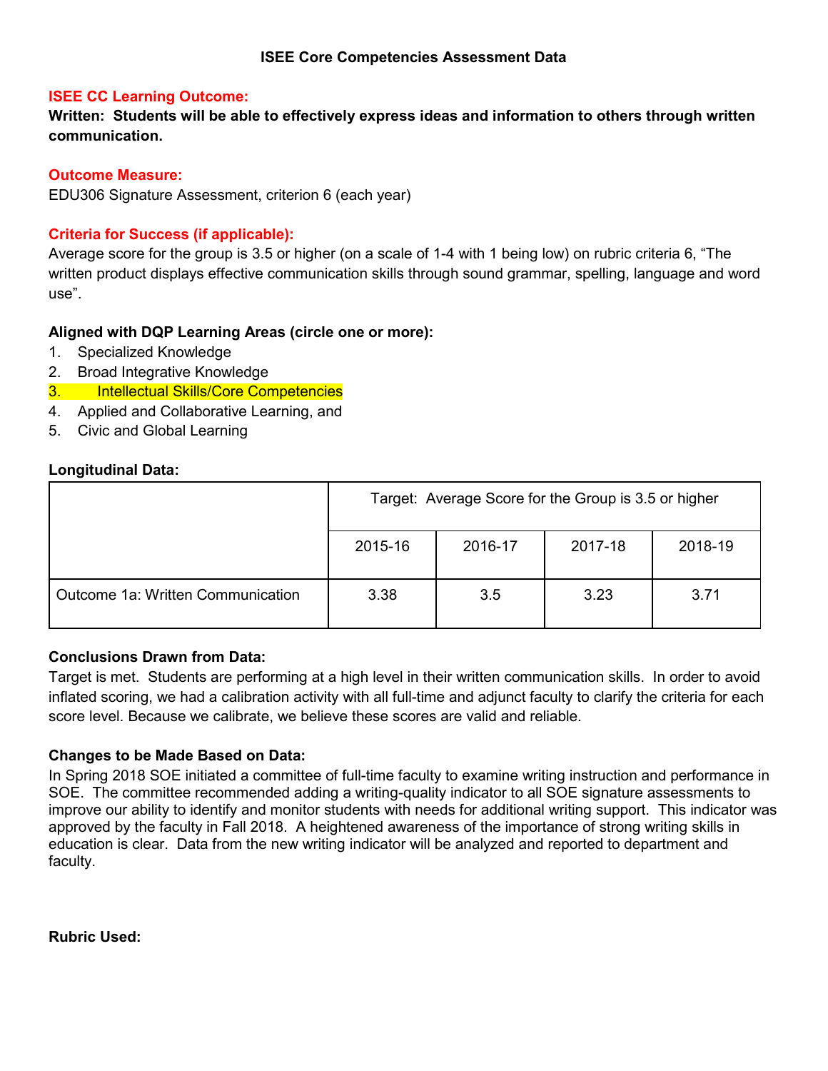### ISEE Core Competencies Assessment Data

**ISEE CC Learning Outcome:**

**Written: Students will be able to effectively express ideas and information to others through written communication.**

**Outcome Measure:**

EDU306 Signature Assessment, criterion 6 (each year)

**Criteria for Success (if applicable):**

Average score for the group is 3.5 or higher (on a scale of 1-4 with 1 being low) on rubric criteria 6, "The written product displays effective communication skills through sound grammar, spelling, language and word use".

**Aligned with DQP Learning Areas (circle one or more):**

1. Specialized Knowledge
2. Broad Integrative Knowledge
3. Intellectual Skills/Core Competencies
4. Applied and Collaborative Learning, and
5. Civic and Global Learning

**Longitudinal Data:**

| | Target: Average Score for the Group is 3.5 or higher | | | |
|---|---|---|---|---|
| | 2015-16 | 2016-17 | 2017-18 | 2018-19 |
| Outcome 1a: Written Communication | 3.38 | 3.5 | 3.23 | 3.71 |

**Conclusions Drawn from Data:**

Target is met. Students are performing at a high level in their written communication skills. In order to avoid inflated scoring, we had a calibration activity with all full-time and adjunct faculty to clarify the criteria for each score level. Because we calibrate, we believe these scores are valid and reliable.

**Changes to be Made Based on Data:**

In Spring 2018 SOE initiated a committee of full-time faculty to examine writing instruction and performance in SOE. The committee recommended adding a writing-quality indicator to all SOE signature assessments to improve our ability to identify and monitor students with needs for additional writing support. This indicator was approved by the faculty in Fall 2018. A heightened awareness of the importance of strong writing skills in education is clear. Data from the new writing indicator will be analyzed and reported to department and faculty.

**Rubric Used:**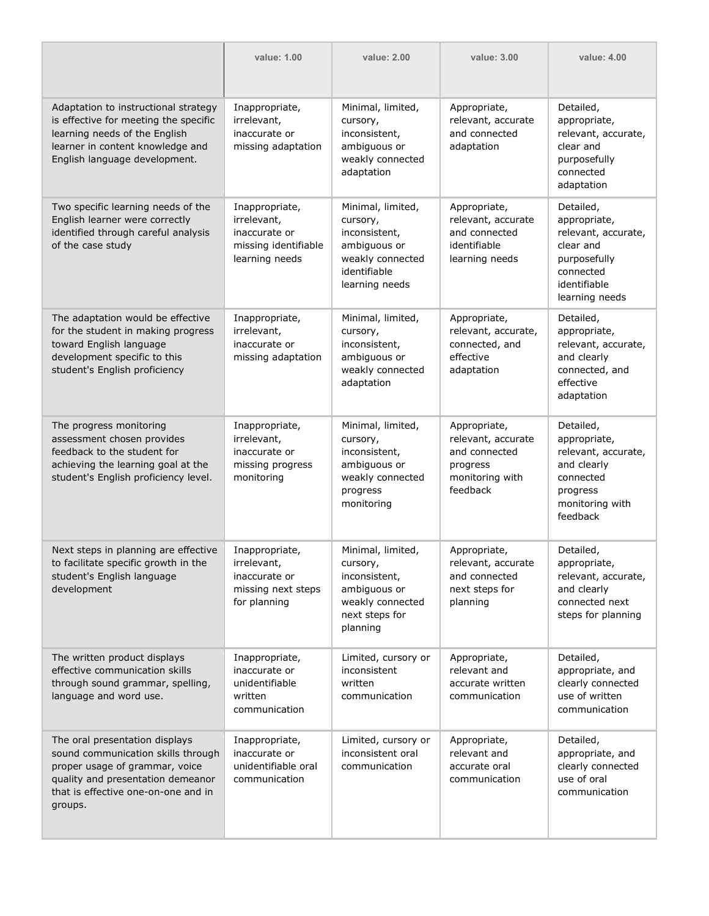| | value: 1.00 | value: 2.00 | value: 3.00 | value: 4.00 |
|---|---|---|---|---|
| Adaptation to instructional strategy is effective for meeting the specific learning needs of the English learner in content knowledge and English language development. | Inappropriate, irrelevant, inaccurate or missing adaptation | Minimal, limited, cursory, inconsistent, ambiguous or weakly connected adaptation | Appropriate, relevant, accurate and connected adaptation | Detailed, appropriate, relevant, accurate, clear and purposefully connected adaptation |
| Two specific learning needs of the English learner were correctly identified through careful analysis of the case study | Inappropriate, irrelevant, inaccurate or missing identifiable learning needs | Minimal, limited, cursory, inconsistent, ambiguous or weakly connected identifiable learning needs | Appropriate, relevant, accurate and connected identifiable learning needs | Detailed, appropriate, relevant, accurate, clear and purposefully connected identifiable learning needs |
| The adaptation would be effective for the student in making progress toward English language development specific to this student's English proficiency | Inappropriate, irrelevant, inaccurate or missing adaptation | Minimal, limited, cursory, inconsistent, ambiguous or weakly connected adaptation | Appropriate, relevant, accurate, connected, and effective adaptation | Detailed, appropriate, relevant, accurate, and clearly connected, and effective adaptation |
| The progress monitoring assessment chosen provides feedback to the student for achieving the learning goal at the student's English proficiency level. | Inappropriate, irrelevant, inaccurate or missing progress monitoring | Minimal, limited, cursory, inconsistent, ambiguous or weakly connected progress monitoring | Appropriate, relevant, accurate and connected progress monitoring with feedback | Detailed, appropriate, relevant, accurate, and clearly connected progress monitoring with feedback |
| Next steps in planning are effective to facilitate specific growth in the student's English language development | Inappropriate, irrelevant, inaccurate or missing next steps for planning | Minimal, limited, cursory, inconsistent, ambiguous or weakly connected next steps for planning | Appropriate, relevant, accurate and connected next steps for planning | Detailed, appropriate, relevant, accurate, and clearly connected next steps for planning |
| The written product displays effective communication skills through sound grammar, spelling, language and word use. | Inappropriate, inaccurate or unidentifiable written communication | Limited, cursory or inconsistent written communication | Appropriate, relevant and accurate written communication | Detailed, appropriate, and clearly connected use of written communication |
| The oral presentation displays sound communication skills through proper usage of grammar, voice quality and presentation demeanor that is effective one-on-one and in groups. | Inappropriate, inaccurate or unidentifiable oral communication | Limited, cursory or inconsistent oral communication | Appropriate, relevant and accurate oral communication | Detailed, appropriate, and clearly connected use of oral communication |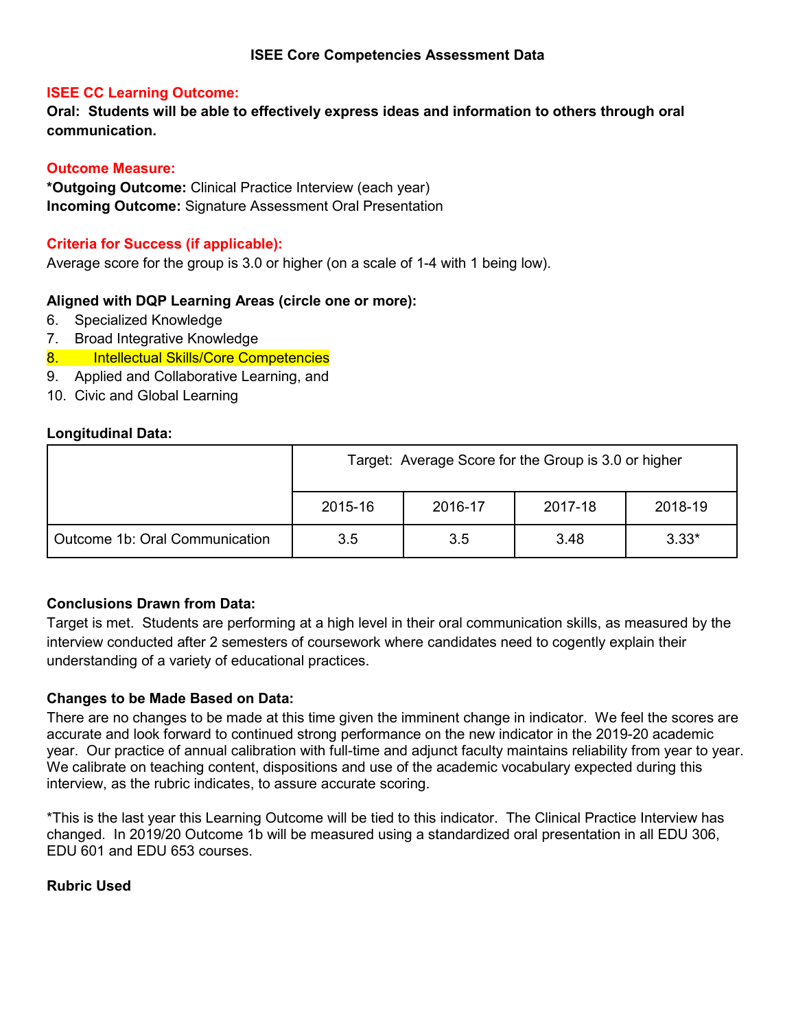# ISEE Core Competencies Assessment Data

**ISEE CC Learning Outcome:**

**Oral: Students will be able to effectively express ideas and information to others through oral communication.**

**Outcome Measure:**

***Outgoing Outcome:** Clinical Practice Interview (each year)
**Incoming Outcome:** Signature Assessment Oral Presentation

**Criteria for Success (if applicable):**

Average score for the group is 3.0 or higher (on a scale of 1-4 with 1 being low).

**Aligned with DQP Learning Areas (circle one or more):**

6. Specialized Knowledge
7. Broad Integrative Knowledge
8. Intellectual Skills/Core Competencies
9. Applied and Collaborative Learning, and
10. Civic and Global Learning

**Longitudinal Data:**

| | Target: Average Score for the Group is 3.0 or higher | | | |
|---|---|---|---|---|
| | 2015-16 | 2016-17 | 2017-18 | 2018-19 |
| Outcome 1b: Oral Communication | 3.5 | 3.5 | 3.48 | 3.33* |

**Conclusions Drawn from Data:**

Target is met. Students are performing at a high level in their oral communication skills, as measured by the interview conducted after 2 semesters of coursework where candidates need to cogently explain their understanding of a variety of educational practices.

**Changes to be Made Based on Data:**

There are no changes to be made at this time given the imminent change in indicator. We feel the scores are accurate and look forward to continued strong performance on the new indicator in the 2019-20 academic year. Our practice of annual calibration with full-time and adjunct faculty maintains reliability from year to year. We calibrate on teaching content, dispositions and use of the academic vocabulary expected during this interview, as the rubric indicates, to assure accurate scoring.

*This is the last year this Learning Outcome will be tied to this indicator. The Clinical Practice Interview has changed. In 2019/20 Outcome 1b will be measured using a standardized oral presentation in all EDU 306, EDU 601 and EDU 653 courses.

**Rubric Used**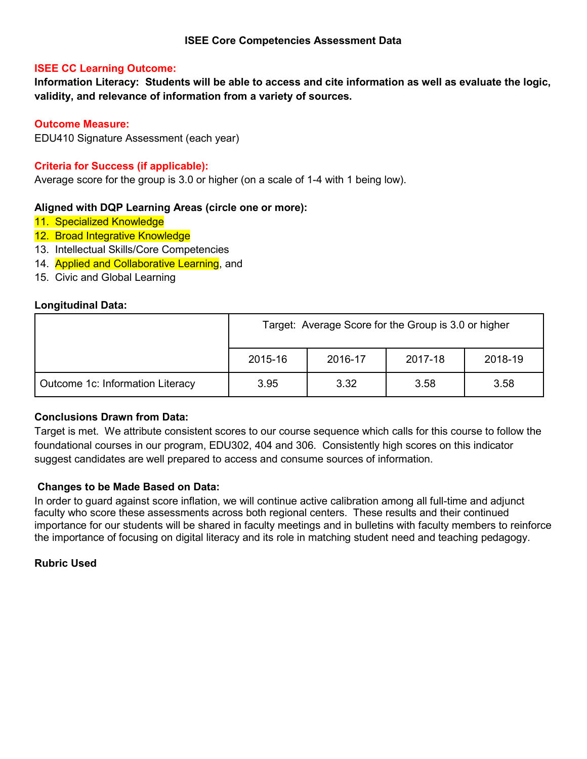# ISEE Core Competencies Assessment Data

**ISEE CC Learning Outcome:**

**Information Literacy: Students will be able to access and cite information as well as evaluate the logic, validity, and relevance of information from a variety of sources.**

**Outcome Measure:**

EDU410 Signature Assessment (each year)

**Criteria for Success (if applicable):**

Average score for the group is 3.0 or higher (on a scale of 1-4 with 1 being low).

**Aligned with DQP Learning Areas (circle one or more):**

11. Specialized Knowledge
12. Broad Integrative Knowledge
13. Intellectual Skills/Core Competencies
14. Applied and Collaborative Learning, and
15. Civic and Global Learning

**Longitudinal Data:**

| | Target: Average Score for the Group is 3.0 or higher | | | |
|---|---|---|---|---|
| | 2015-16 | 2016-17 | 2017-18 | 2018-19 |
| Outcome 1c: Information Literacy | 3.95 | 3.32 | 3.58 | 3.58 |

**Conclusions Drawn from Data:**

Target is met. We attribute consistent scores to our course sequence which calls for this course to follow the foundational courses in our program, EDU302, 404 and 306. Consistently high scores on this indicator suggest candidates are well prepared to access and consume sources of information.

**Changes to be Made Based on Data:**

In order to guard against score inflation, we will continue active calibration among all full-time and adjunct faculty who score these assessments across both regional centers. These results and their continued importance for our students will be shared in faculty meetings and in bulletins with faculty members to reinforce the importance of focusing on digital literacy and its role in matching student need and teaching pedagogy.

**Rubric Used**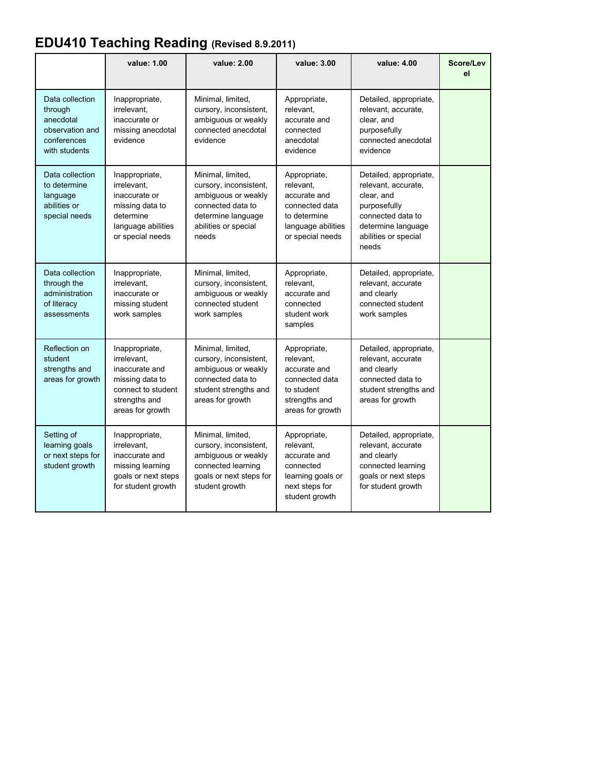# EDU410 Teaching Reading (Revised 8.9.2011)

| | value: 1.00 | value: 2.00 | value: 3.00 | value: 4.00 | Score/Level |
|---|---|---|---|---|---|
| Data collection through anecdotal observation and conferences with students | Inappropriate, irrelevant, inaccurate or missing anecdotal evidence | Minimal, limited, cursory, inconsistent, ambiguous or weakly connected anecdotal evidence | Appropriate, relevant, accurate and connected anecdotal evidence | Detailed, appropriate, relevant, accurate, clear, and purposefully connected anecdotal evidence | |
| Data collection to determine language abilities or special needs | Inappropriate, irrelevant, inaccurate or missing data to determine language abilities or special needs | Minimal, limited, cursory, inconsistent, ambiguous or weakly connected data to determine language abilities or special needs | Appropriate, relevant, accurate and connected data to determine language abilities or special needs | Detailed, appropriate, relevant, accurate, clear, and purposefully connected data to determine language abilities or special needs | |
| Data collection through the administration of literacy assessments | Inappropriate, irrelevant, inaccurate or missing student work samples | Minimal, limited, cursory, inconsistent, ambiguous or weakly connected student work samples | Appropriate, relevant, accurate and connected student work samples | Detailed, appropriate, relevant, accurate and clearly connected student work samples | |
| Reflection on student strengths and areas for growth | Inappropriate, irrelevant, inaccurate and missing data to connect to student strengths and areas for growth | Minimal, limited, cursory, inconsistent, ambiguous or weakly connected data to student strengths and areas for growth | Appropriate, relevant, accurate and connected data to student strengths and areas for growth | Detailed, appropriate, relevant, accurate and clearly connected data to student strengths and areas for growth | |
| Setting of learning goals or next steps for student growth | Inappropriate, irrelevant, inaccurate and missing learning goals or next steps for student growth | Minimal, limited, cursory, inconsistent, ambiguous or weakly connected learning goals or next steps for student growth | Appropriate, relevant, accurate and connected learning goals or next steps for student growth | Detailed, appropriate, relevant, accurate and clearly connected learning goals or next steps for student growth | |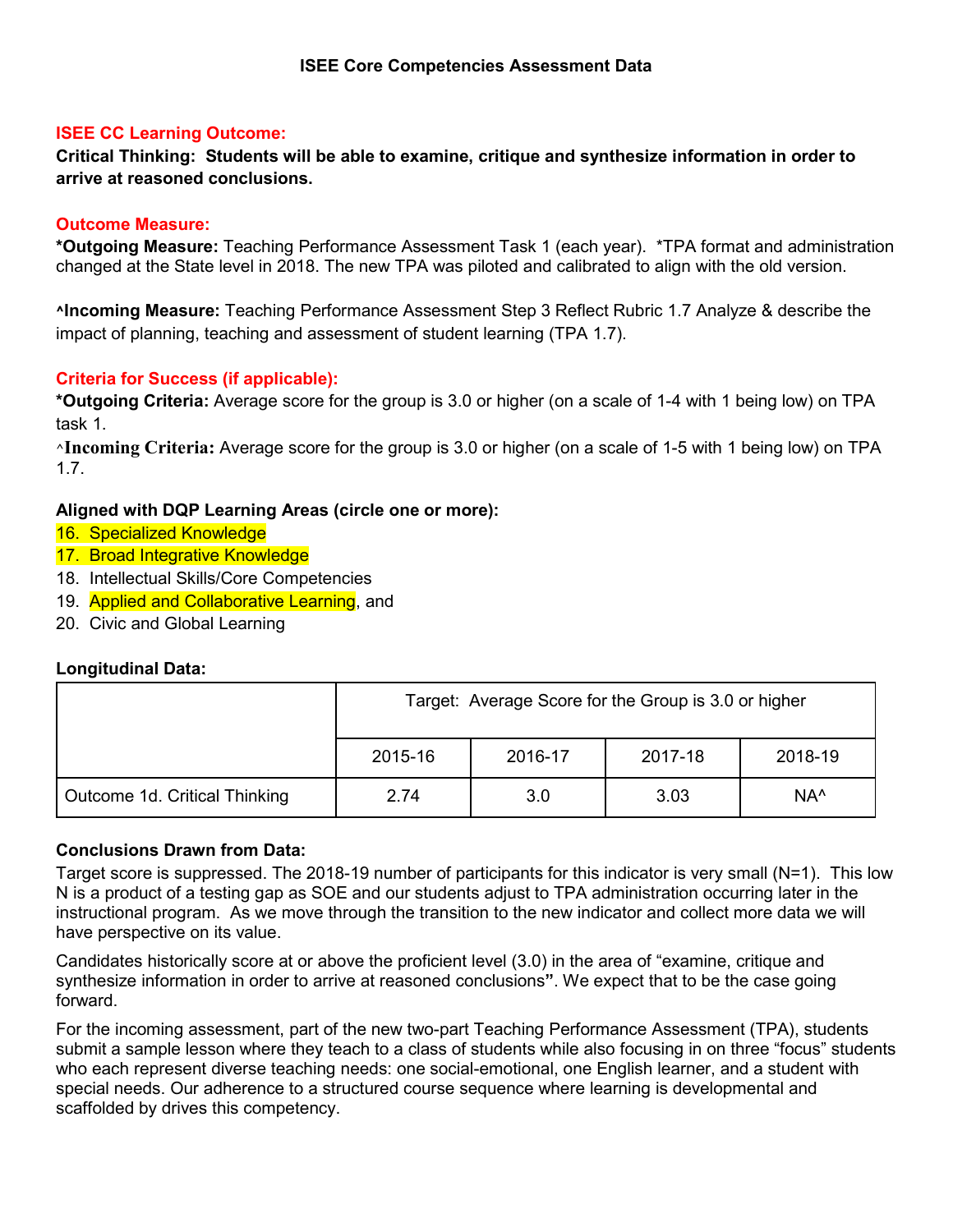## ISEE Core Competencies Assessment Data

**ISEE CC Learning Outcome:**

**Critical Thinking: Students will be able to examine, critique and synthesize information in order to arrive at reasoned conclusions.**

**Outcome Measure:**

***Outgoing Measure:** Teaching Performance Assessment Task 1 (each year). *TPA format and administration changed at the State level in 2018. The new TPA was piloted and calibrated to align with the old version.

**^Incoming Measure:** Teaching Performance Assessment Step 3 Reflect Rubric 1.7 Analyze & describe the impact of planning, teaching and assessment of student learning (TPA 1.7).

**Criteria for Success (if applicable):**

***Outgoing Criteria:** Average score for the group is 3.0 or higher (on a scale of 1-4 with 1 being low) on TPA task 1.

^**Incoming Criteria:** Average score for the group is 3.0 or higher (on a scale of 1-5 with 1 being low) on TPA 1.7.

**Aligned with DQP Learning Areas (circle one or more):**

16. Specialized Knowledge
17. Broad Integrative Knowledge
18. Intellectual Skills/Core Competencies
19. Applied and Collaborative Learning, and
20. Civic and Global Learning

**Longitudinal Data:**

| | Target: Average Score for the Group is 3.0 or higher | | | |
|---|---|---|---|---|
| | 2015-16 | 2016-17 | 2017-18 | 2018-19 |
| Outcome 1d. Critical Thinking | 2.74 | 3.0 | 3.03 | NA^ |

**Conclusions Drawn from Data:**

Target score is suppressed. The 2018-19 number of participants for this indicator is very small (N=1). This low N is a product of a testing gap as SOE and our students adjust to TPA administration occurring later in the instructional program. As we move through the transition to the new indicator and collect more data we will have perspective on its value.

Candidates historically score at or above the proficient level (3.0) in the area of "examine, critique and synthesize information in order to arrive at reasoned conclusions**"**. We expect that to be the case going forward.

For the incoming assessment, part of the new two-part Teaching Performance Assessment (TPA), students submit a sample lesson where they teach to a class of students while also focusing in on three "focus" students who each represent diverse teaching needs: one social-emotional, one English learner, and a student with special needs. Our adherence to a structured course sequence where learning is developmental and scaffolded by drives this competency.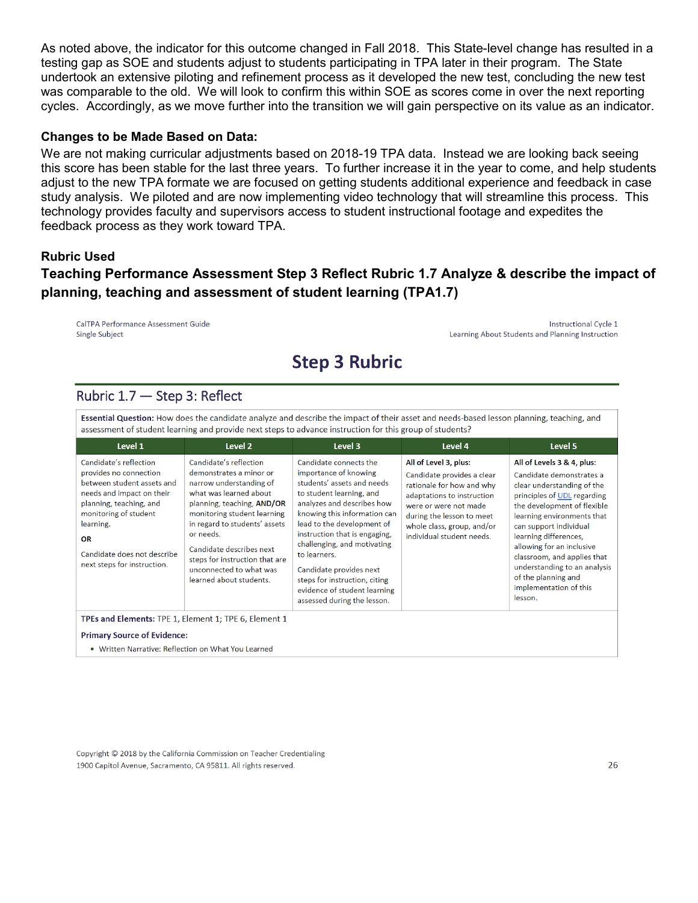As noted above, the indicator for this outcome changed in Fall 2018. This State-level change has resulted in a testing gap as SOE and students adjust to students participating in TPA later in their program. The State undertook an extensive piloting and refinement process as it developed the new test, concluding the new test was comparable to the old. We will look to confirm this within SOE as scores come in over the next reporting cycles. Accordingly, as we move further into the transition we will gain perspective on its value as an indicator.

**Changes to be Made Based on Data:**

We are not making curricular adjustments based on 2018-19 TPA data. Instead we are looking back seeing this score has been stable for the last three years. To further increase it in the year to come, and help students adjust to the new TPA formate we are focused on getting students additional experience and feedback in case study analysis. We piloted and are now implementing video technology that will streamline this process. This technology provides faculty and supervisors access to student instructional footage and expedites the feedback process as they work toward TPA.

**Rubric Used**

**Teaching Performance Assessment Step 3 Reflect Rubric 1.7 Analyze & describe the impact of planning, teaching and assessment of student learning (TPA1.7)**

CalTPA Performance Assessment Guide
Single Subject

Instructional Cycle 1
Learning About Students and Planning Instruction

# Step 3 Rubric

## Rubric 1.7 — Step 3: Reflect

**Essential Question:** How does the candidate analyze and describe the impact of their asset and needs-based lesson planning, teaching, and assessment of student learning and provide next steps to advance instruction for this group of students?

| Level 1 | Level 2 | Level 3 | Level 4 | Level 5 |
|---|---|---|---|---|
| Candidate's reflection provides no connection between student assets and needs and impact on their planning, teaching, and monitoring of student learning.<br><br>**OR**<br><br>Candidate does not describe next steps for instruction. | Candidate's reflection demonstrates a minor or narrow understanding of what was learned about planning, teaching, **AND/OR** monitoring student learning in regard to students' assets or needs.<br><br>Candidate describes next steps for instruction that are unconnected to what was learned about students. | Candidate connects the importance of knowing students' assets and needs to student learning, and analyzes and describes how knowing this information can lead to the development of instruction that is engaging, challenging, and motivating to learners.<br><br>Candidate provides next steps for instruction, citing evidence of student learning assessed during the lesson. | **All of Level 3, plus:**<br><br>Candidate provides a clear rationale for how and why adaptations to instruction were or were not made during the lesson to meet whole class, group, and/or individual student needs. | **All of Levels 3 & 4, plus:**<br><br>Candidate demonstrates a clear understanding of the principles of UDL regarding the development of flexible learning environments that can support individual learning differences, allowing for an inclusive classroom, and applies that understanding to an analysis of the planning and implementation of this lesson. |

**TPEs and Elements:** TPE 1, Element 1; TPE 6, Element 1

**Primary Source of Evidence:**

- Written Narrative: Reflection on What You Learned

Copyright © 2018 by the California Commission on Teacher Credentialing
1900 Capitol Avenue, Sacramento, CA 95811. All rights reserved.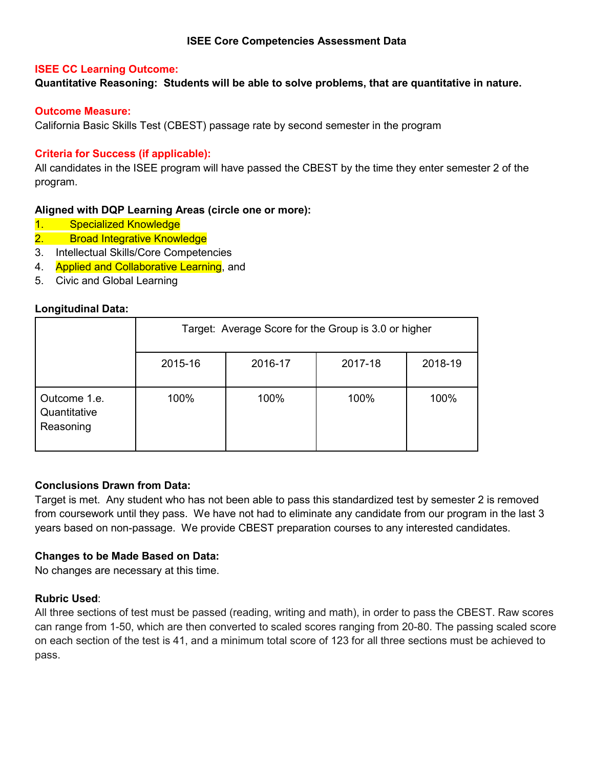## ISEE Core Competencies Assessment Data

**ISEE CC Learning Outcome:**

**Quantitative Reasoning: Students will be able to solve problems, that are quantitative in nature.**

**Outcome Measure:**

California Basic Skills Test (CBEST) passage rate by second semester in the program

**Criteria for Success (if applicable):**

All candidates in the ISEE program will have passed the CBEST by the time they enter semester 2 of the program.

**Aligned with DQP Learning Areas (circle one or more):**

1. Specialized Knowledge
2. Broad Integrative Knowledge
3. Intellectual Skills/Core Competencies
4. Applied and Collaborative Learning, and
5. Civic and Global Learning

**Longitudinal Data:**

| | Target: Average Score for the Group is 3.0 or higher | | | |
|---|---|---|---|---|
| | 2015-16 | 2016-17 | 2017-18 | 2018-19 |
| Outcome 1.e. Quantitative Reasoning | 100% | 100% | 100% | 100% |

**Conclusions Drawn from Data:**

Target is met. Any student who has not been able to pass this standardized test by semester 2 is removed from coursework until they pass. We have not had to eliminate any candidate from our program in the last 3 years based on non-passage. We provide CBEST preparation courses to any interested candidates.

**Changes to be Made Based on Data:**

No changes are necessary at this time.

**Rubric Used**:

All three sections of test must be passed (reading, writing and math), in order to pass the CBEST. Raw scores can range from 1-50, which are then converted to scaled scores ranging from 20-80. The passing scaled score on each section of the test is 41, and a minimum total score of 123 for all three sections must be achieved to pass.